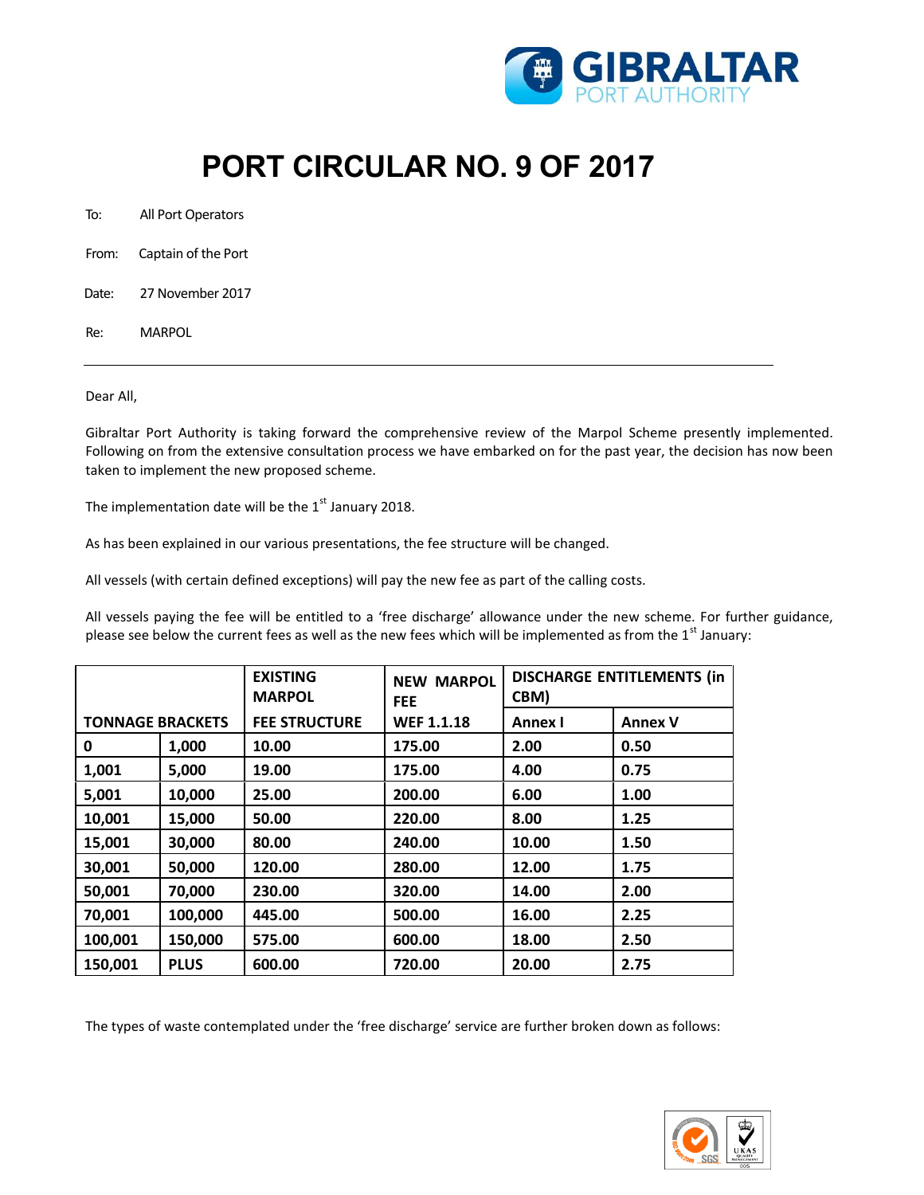# PORT CIRCULAR NO. 9 OF 2017

To: All Port Operators

From: Captain of the Port

Date: 27 November 2017

Re: MARPOL

---

Dear All,

Gibraltar Port Authority is taking forward the comprehensive review of the Marpol Scheme presently implemented. Following on from the extensive consultation process we have embarked on for the past year, the decision has now been taken to implement the new proposed scheme.

The implementation date will be the 1st January 2018.

As has been explained in our various presentations, the fee structure will be changed.

All vessels (with certain defined exceptions) will pay the new fee as part of the calling costs.

All vessels paying the fee will be entitled to a 'free discharge' allowance under the new scheme. For further guidance, please see below the current fees as well as the new fees which will be implemented as from the 1st January:

| TONNAGE BRACKETS | | EXISTING MARPOL FEE STRUCTURE | NEW MARPOL FEE WEF 1.1.18 | DISCHARGE ENTITLEMENTS (in CBM) | |
|---|---|---|---|---|---|
| | | | | **Annex I** | **Annex V** |
| **0** | **1,000** | **10.00** | **175.00** | **2.00** | **0.50** |
| **1,001** | **5,000** | **19.00** | **175.00** | **4.00** | **0.75** |
| **5,001** | **10,000** | **25.00** | **200.00** | **6.00** | **1.00** |
| **10,001** | **15,000** | **50.00** | **220.00** | **8.00** | **1.25** |
| **15,001** | **30,000** | **80.00** | **240.00** | **10.00** | **1.50** |
| **30,001** | **50,000** | **120.00** | **280.00** | **12.00** | **1.75** |
| **50,001** | **70,000** | **230.00** | **320.00** | **14.00** | **2.00** |
| **70,001** | **100,000** | **445.00** | **500.00** | **16.00** | **2.25** |
| **100,001** | **150,000** | **575.00** | **600.00** | **18.00** | **2.50** |
| **150,001** | **PLUS** | **600.00** | **720.00** | **20.00** | **2.75** |

The types of waste contemplated under the 'free discharge' service are further broken down as follows: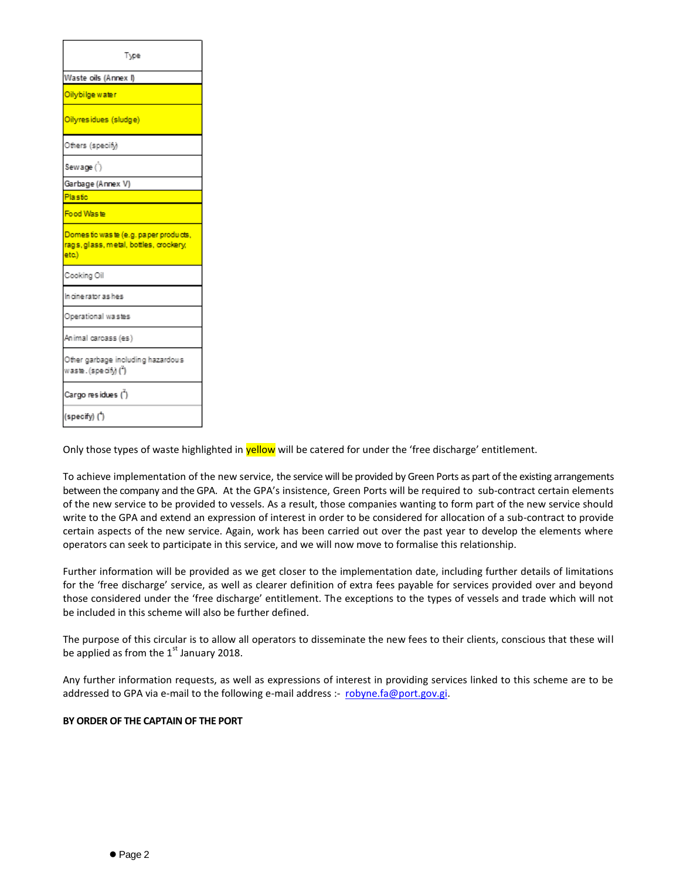| Type |
| --- |
| Waste oils (Annex I) |
| Oilybilge water |
| Oilyresidues (sludge) |
| Others (specify) |
| Sewage (*) |
| Garbage (Annex V) |
| Plastic |
| Food Waste |
| Domestic waste (e.g. paper products, rags, glass, metal, bottles, crockery, etc.) |
| Cooking Oil |
| Incinerator ashes |
| Operational wastes |
| Animal carcass (es) |
| Other garbage including hazardous waste. (specify) (*) |
| Cargo residues (*) |
| (specify) (*) |

Only those types of waste highlighted in yellow will be catered for under the 'free discharge' entitlement.

To achieve implementation of the new service, the service will be provided by Green Ports as part of the existing arrangements between the company and the GPA. At the GPA's insistence, Green Ports will be required to sub-contract certain elements of the new service to be provided to vessels. As a result, those companies wanting to form part of the new service should write to the GPA and extend an expression of interest in order to be considered for allocation of a sub-contract to provide certain aspects of the new service. Again, work has been carried out over the past year to develop the elements where operators can seek to participate in this service, and we will now move to formalise this relationship.

Further information will be provided as we get closer to the implementation date, including further details of limitations for the 'free discharge' service, as well as clearer definition of extra fees payable for services provided over and beyond those considered under the 'free discharge' entitlement. The exceptions to the types of vessels and trade which will not be included in this scheme will also be further defined.

The purpose of this circular is to allow all operators to disseminate the new fees to their clients, conscious that these will be applied as from the 1st January 2018.

Any further information requests, as well as expressions of interest in providing services linked to this scheme are to be addressed to GPA via e-mail to the following e-mail address :- robyne.fa@port.gov.gi.

**BY ORDER OF THE CAPTAIN OF THE PORT**